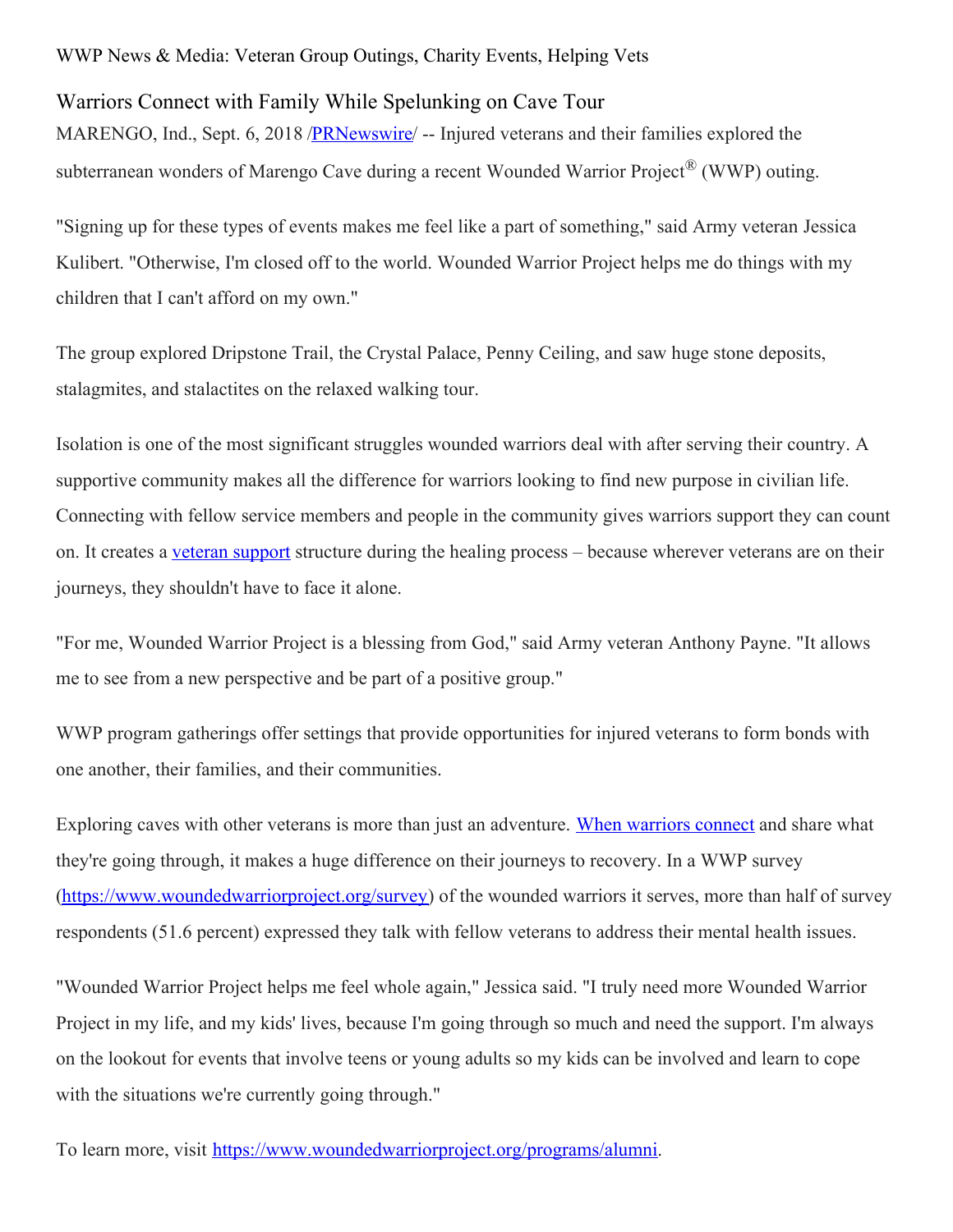WWP News & Media: Veteran Group Outings, Charity Events, Helping Vets

# Warriors Connect with Family While Spelunking on Cave Tour

MARENGO, Ind., Sept. 6, 2018 /[PRNewswire](http://www.prnewswire.com/)/ -- Injured veterans and their families explored the subterranean wonders of Marengo Cave during a recent Wounded Warrior Project® (WWP) outing.

"Signing up for these types of events makes me feel like a part of something," said Army veteran Jessica Kulibert. "Otherwise, I'm closed off to the world. Wounded Warrior Project helps me do things with my children that I can't afford on my own."

The group explored Dripstone Trail, the Crystal Palace, Penny Ceiling, and saw huge stone deposits, stalagmites, and stalactites on the relaxed walking tour.

Isolation is one of the most significant struggles wounded warriors deal with after serving their country. A supportive community makes all the difference for warriors looking to find new purpose in civilian life. Connecting with fellow service members and people in the community gives warriors support they can count on. It creates a veteran support structure during the healing process – because wherever veterans are on their journeys, they shouldn't have to face it alone.

"For me, Wounded Warrior Project is a blessing from God," said Army veteran Anthony Payne. "It allows me to see from a new perspective and be part of a positive group."

WWP program gatherings offer settings that provide opportunities for injured veterans to form bonds with one another, their families, and their communities.

Exploring caves with other veterans is more than just an adventure. When warriors connect and share what they're going through, it makes a huge difference on their journeys to recovery. In a WWP survey (https://www.woundedwarriorproject.org/survey) of the wounded warriors it serves, more than half of survey respondents (51.6 percent) expressed they talk with fellow veterans to address their mental health issues.

"Wounded Warrior Project helps me feel whole again," Jessica said. "I truly need more Wounded Warrior Project in my life, and my kids' lives, because I'm going through so much and need the support. I'm always on the lookout for events that involve teens or young adults so my kids can be involved and learn to cope with the situations we're currently going through."

To learn more, visit https://www.woundedwarriorproject.org/programs/alumni.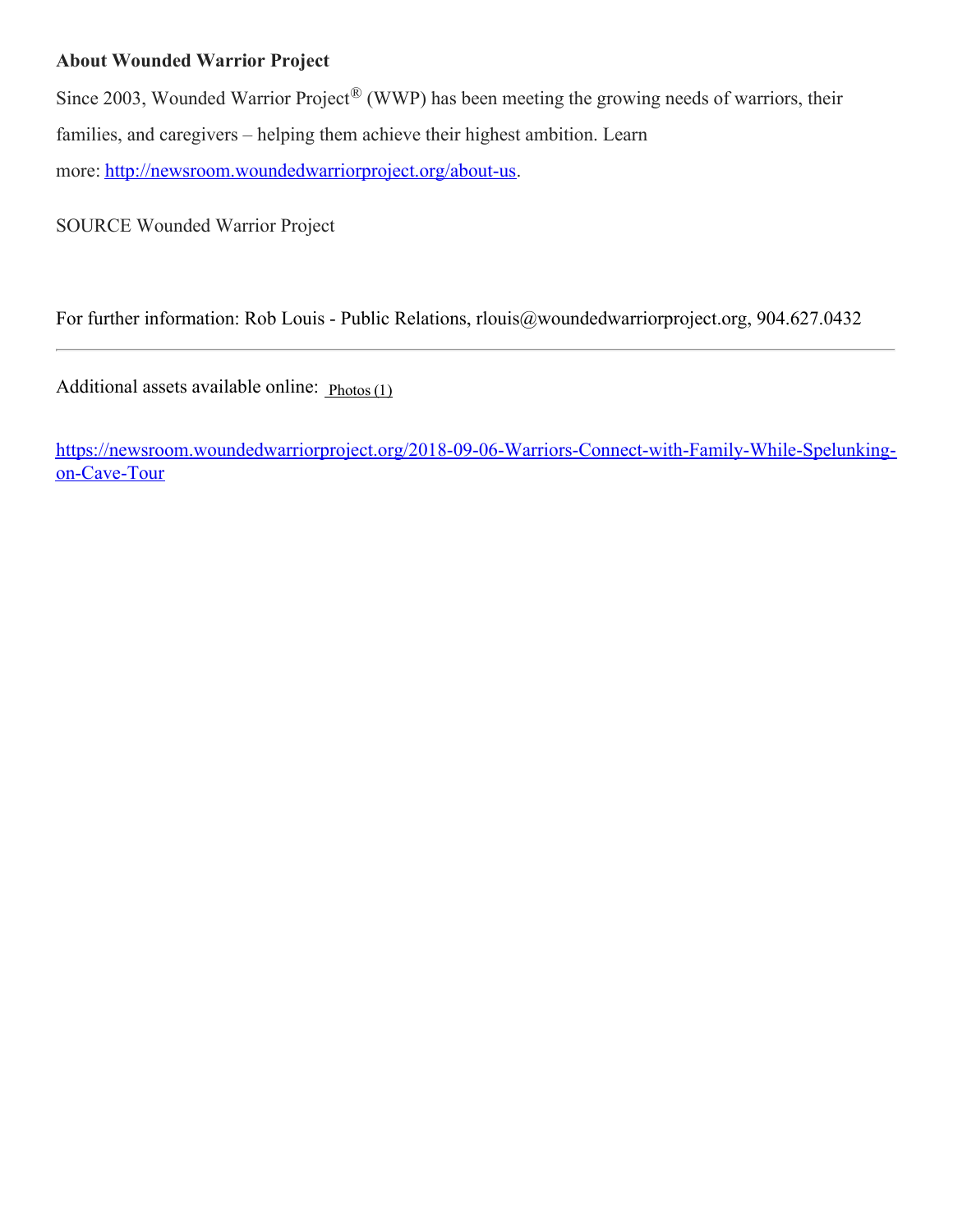**About Wounded Warrior Project**

Since 2003, Wounded Warrior Project® (WWP) has been meeting the growing needs of warriors, their families, and caregivers – helping them achieve their highest ambition. Learn more: http://newsroom.woundedwarriorproject.org/about-us.

SOURCE Wounded Warrior Project

For further information: Rob Louis - Public Relations, rlouis@woundedwarriorproject.org, 904.627.0432

---

Additional assets available online: Photos (1)

https://newsroom.woundedwarriorproject.org/2018-09-06-Warriors-Connect-with-Family-While-Spelunking-on-Cave-Tour